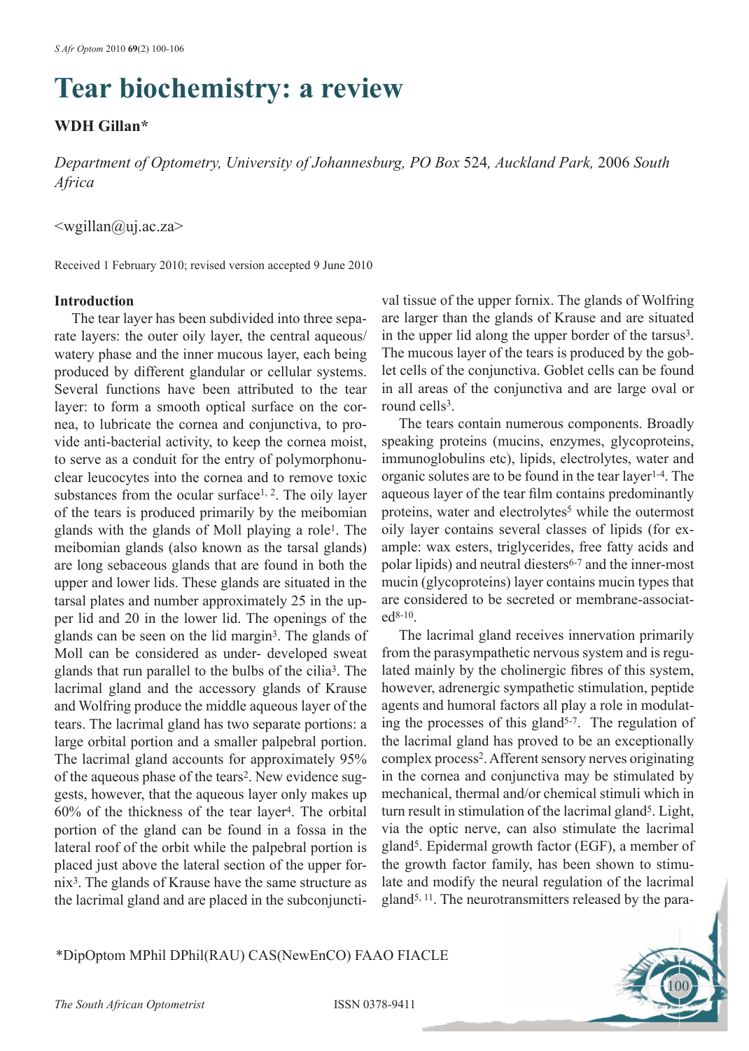# Tear biochemistry: a review

**WDH Gillan***

*Department of Optometry, University of Johannesburg, PO Box 524, Auckland Park, 2006 South Africa*

<wgillan@uj.ac.za>

Received 1 February 2010; revised version accepted 9 June 2010

## Introduction

The tear layer has been subdivided into three separate layers: the outer oily layer, the central aqueous/watery phase and the inner mucous layer, each being produced by different glandular or cellular systems. Several functions have been attributed to the tear layer: to form a smooth optical surface on the cornea, to lubricate the cornea and conjunctiva, to provide anti-bacterial activity, to keep the cornea moist, to serve as a conduit for the entry of polymorphonuclear leucocytes into the cornea and to remove toxic substances from the ocular surface[1, 2]. The oily layer of the tears is produced primarily by the meibomian glands with the glands of Moll playing a role[1]. The meibomian glands (also known as the tarsal glands) are long sebaceous glands that are found in both the upper and lower lids. These glands are situated in the tarsal plates and number approximately 25 in the upper lid and 20 in the lower lid. The openings of the glands can be seen on the lid margin[3]. The glands of Moll can be considered as under- developed sweat glands that run parallel to the bulbs of the cilia[3]. The lacrimal gland and the accessory glands of Krause and Wolfring produce the middle aqueous layer of the tears. The lacrimal gland has two separate portions: a large orbital portion and a smaller palpebral portion. The lacrimal gland accounts for approximately 95% of the aqueous phase of the tears[2]. New evidence suggests, however, that the aqueous layer only makes up 60% of the thickness of the tear layer[4]. The orbital portion of the gland can be found in a fossa in the lateral roof of the orbit while the palpebral portion is placed just above the lateral section of the upper fornix[3]. The glands of Krause have the same structure as the lacrimal gland and are placed in the subconjunctival tissue of the upper fornix. The glands of Wolfring are larger than the glands of Krause and are situated in the upper lid along the upper border of the tarsus[3]. The mucous layer of the tears is produced by the goblet cells of the conjunctiva. Goblet cells can be found in all areas of the conjunctiva and are large oval or round cells[3].

The tears contain numerous components. Broadly speaking proteins (mucins, enzymes, glycoproteins, immunoglobulins etc), lipids, electrolytes, water and organic solutes are to be found in the tear layer[1-4]. The aqueous layer of the tear film contains predominantly proteins, water and electrolytes[5] while the outermost oily layer contains several classes of lipids (for example: wax esters, triglycerides, free fatty acids and polar lipids) and neutral diesters[6-7] and the inner-most mucin (glycoproteins) layer contains mucin types that are considered to be secreted or membrane-associated[8-10].

The lacrimal gland receives innervation primarily from the parasympathetic nervous system and is regulated mainly by the cholinergic fibres of this system, however, adrenergic sympathetic stimulation, peptide agents and humoral factors all play a role in modulating the processes of this gland[5-7]. The regulation of the lacrimal gland has proved to be an exceptionally complex process[2]. Afferent sensory nerves originating in the cornea and conjunctiva may be stimulated by mechanical, thermal and/or chemical stimuli which in turn result in stimulation of the lacrimal gland[5]. Light, via the optic nerve, can also stimulate the lacrimal gland[5]. Epidermal growth factor (EGF), a member of the growth factor family, has been shown to stimulate and modify the neural regulation of the lacrimal gland[5, 11]. The neurotransmitters released by the para-

*DipOptom MPhil DPhil(RAU) CAS(NewEnCO) FAAO FIACLE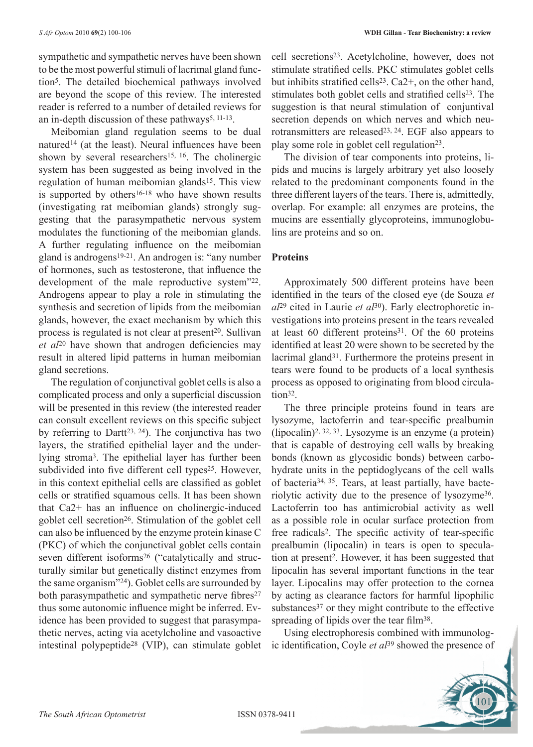sympathetic and sympathetic nerves have been shown to be the most powerful stimuli of lacrimal gland function[5]. The detailed biochemical pathways involved are beyond the scope of this review. The interested reader is referred to a number of detailed reviews for an in-depth discussion of these pathways[5, 11-13].

Meibomian gland regulation seems to be dual natured[14] (at the least). Neural influences have been shown by several researchers[15, 16]. The cholinergic system has been suggested as being involved in the regulation of human meibomian glands[15]. This view is supported by others[16-18] who have shown results (investigating rat meibomian glands) strongly suggesting that the parasympathetic nervous system modulates the functioning of the meibomian glands. A further regulating influence on the meibomian gland is androgens[19-21]. An androgen is: "any number of hormones, such as testosterone, that influence the development of the male reproductive system"[22]. Androgens appear to play a role in stimulating the synthesis and secretion of lipids from the meibomian glands, however, the exact mechanism by which this process is regulated is not clear at present[20]. Sullivan *et al*[20] have shown that androgen deficiencies may result in altered lipid patterns in human meibomian gland secretions.

The regulation of conjunctival goblet cells is also a complicated process and only a superficial discussion will be presented in this review (the interested reader can consult excellent reviews on this specific subject by referring to Dartt[23, 24]). The conjunctiva has two layers, the stratified epithelial layer and the underlying stroma[3]. The epithelial layer has further been subdivided into five different cell types[25]. However, in this context epithelial cells are classified as goblet cells or stratified squamous cells. It has been shown that $Ca^{2+}$ has an influence on cholinergic-induced goblet cell secretion[26]. Stimulation of the goblet cell can also be influenced by the enzyme protein kinase C (PKC) of which the conjunctival goblet cells contain seven different isoforms[26] ("catalytically and structurally similar but genetically distinct enzymes from the same organism"[24]). Goblet cells are surrounded by both parasympathetic and sympathetic nerve fibres[27] thus some autonomic influence might be inferred. Evidence has been provided to suggest that parasympathetic nerves, acting via acetylcholine and vasoactive intestinal polypeptide[28] (VIP), can stimulate goblet cell secretions[23]. Acetylcholine, however, does not stimulate stratified cells. PKC stimulates goblet cells but inhibits stratified cells[23]. $Ca^{2+}$, on the other hand, stimulates both goblet cells and stratified cells[23]. The suggestion is that neural stimulation of conjuntival secretion depends on which nerves and which neurotransmitters are released[23, 24]. EGF also appears to play some role in goblet cell regulation[23].

The division of tear components into proteins, lipids and mucins is largely arbitrary yet also loosely related to the predominant components found in the three different layers of the tears. There is, admittedly, overlap. For example: all enzymes are proteins, the mucins are essentially glycoproteins, immunoglobulins are proteins and so on.

## Proteins

Approximately 500 different proteins have been identified in the tears of the closed eye (de Souza *et al*[29] cited in Laurie *et al*[30]). Early electrophoretic investigations into proteins present in the tears revealed at least 60 different proteins[31]. Of the 60 proteins identified at least 20 were shown to be secreted by the lacrimal gland[31]. Furthermore the proteins present in tears were found to be products of a local synthesis process as opposed to originating from blood circulation[32].

The three principle proteins found in tears are lysozyme, lactoferrin and tear-specific prealbumin (lipocalin)[2, 32, 33]. Lysozyme is an enzyme (a protein) that is capable of destroying cell walls by breaking bonds (known as glycosidic bonds) between carbohydrate units in the peptidoglycans of the cell walls of bacteria[34, 35]. Tears, at least partially, have bacteriolytic activity due to the presence of lysozyme[36]. Lactoferrin too has antimicrobial activity as well as a possible role in ocular surface protection from free radicals[2]. The specific activity of tear-specific prealbumin (lipocalin) in tears is open to speculation at present[2]. However, it has been suggested that lipocalin has several important functions in the tear layer. Lipocalins may offer protection to the cornea by acting as clearance factors for harmful lipophilic substances[37] or they might contribute to the effective spreading of lipids over the tear film[38].

Using electrophoresis combined with immunologic identification, Coyle *et al*[39] showed the presence of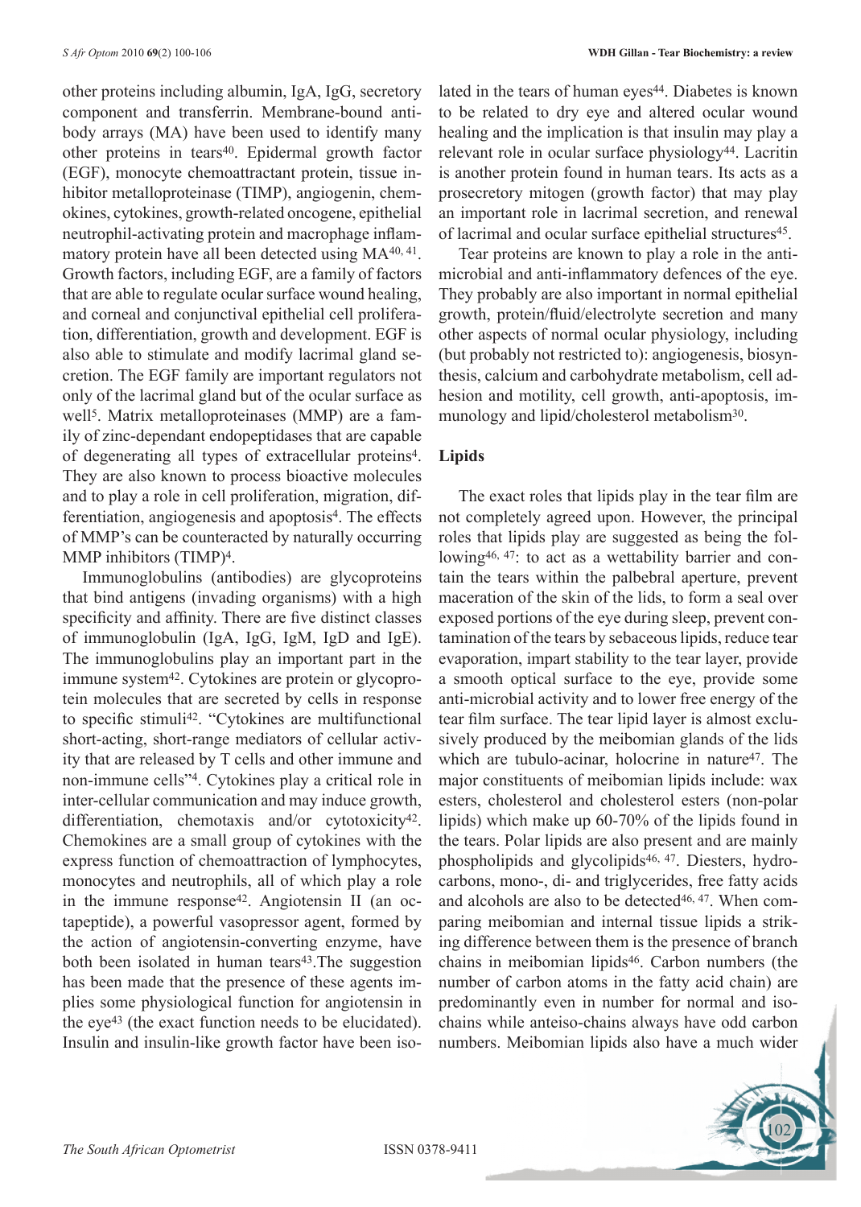other proteins including albumin, IgA, IgG, secretory component and transferrin. Membrane-bound antibody arrays (MA) have been used to identify many other proteins in tears[40]. Epidermal growth factor (EGF), monocyte chemoattractant protein, tissue inhibitor metalloproteinase (TIMP), angiogenin, chemokines, cytokines, growth-related oncogene, epithelial neutrophil-activating protein and macrophage inflammatory protein have all been detected using MA[40, 41]. Growth factors, including EGF, are a family of factors that are able to regulate ocular surface wound healing, and corneal and conjunctival epithelial cell proliferation, differentiation, growth and development. EGF is also able to stimulate and modify lacrimal gland secretion. The EGF family are important regulators not only of the lacrimal gland but of the ocular surface as well[5]. Matrix metalloproteinases (MMP) are a family of zinc-dependant endopeptidases that are capable of degenerating all types of extracellular proteins[4]. They are also known to process bioactive molecules and to play a role in cell proliferation, migration, differentiation, angiogenesis and apoptosis[4]. The effects of MMP's can be counteracted by naturally occurring MMP inhibitors (TIMP)[4].

Immunoglobulins (antibodies) are glycoproteins that bind antigens (invading organisms) with a high specificity and affinity. There are five distinct classes of immunoglobulin (IgA, IgG, IgM, IgD and IgE). The immunoglobulins play an important part in the immune system[42]. Cytokines are protein or glycoprotein molecules that are secreted by cells in response to specific stimuli[42]. "Cytokines are multifunctional short-acting, short-range mediators of cellular activity that are released by T cells and other immune and non-immune cells"[4]. Cytokines play a critical role in inter-cellular communication and may induce growth, differentiation, chemotaxis and/or cytotoxicity[42]. Chemokines are a small group of cytokines with the express function of chemoattraction of lymphocytes, monocytes and neutrophils, all of which play a role in the immune response[42]. Angiotensin II (an octapeptide), a powerful vasopressor agent, formed by the action of angiotensin-converting enzyme, have both been isolated in human tears[43].The suggestion has been made that the presence of these agents implies some physiological function for angiotensin in the eye[43] (the exact function needs to be elucidated). Insulin and insulin-like growth factor have been isolated in the tears of human eyes[44]. Diabetes is known to be related to dry eye and altered ocular wound healing and the implication is that insulin may play a relevant role in ocular surface physiology[44]. Lacritin is another protein found in human tears. Its acts as a prosecretory mitogen (growth factor) that may play an important role in lacrimal secretion, and renewal of lacrimal and ocular surface epithelial structures[45].

Tear proteins are known to play a role in the antimicrobial and anti-inflammatory defences of the eye. They probably are also important in normal epithelial growth, protein/fluid/electrolyte secretion and many other aspects of normal ocular physiology, including (but probably not restricted to): angiogenesis, biosynthesis, calcium and carbohydrate metabolism, cell adhesion and motility, cell growth, anti-apoptosis, immunology and lipid/cholesterol metabolism[30].

## Lipids

The exact roles that lipids play in the tear film are not completely agreed upon. However, the principal roles that lipids play are suggested as being the following[46, 47]: to act as a wettability barrier and contain the tears within the palbebral aperture, prevent maceration of the skin of the lids, to form a seal over exposed portions of the eye during sleep, prevent contamination of the tears by sebaceous lipids, reduce tear evaporation, impart stability to the tear layer, provide a smooth optical surface to the eye, provide some anti-microbial activity and to lower free energy of the tear film surface. The tear lipid layer is almost exclusively produced by the meibomian glands of the lids which are tubulo-acinar, holocrine in nature[47]. The major constituents of meibomian lipids include: wax esters, cholesterol and cholesterol esters (non-polar lipids) which make up 60-70% of the lipids found in the tears. Polar lipids are also present and are mainly phospholipids and glycolipids[46, 47]. Diesters, hydrocarbons, mono-, di- and triglycerides, free fatty acids and alcohols are also to be detected[46, 47]. When comparing meibomian and internal tissue lipids a striking difference between them is the presence of branch chains in meibomian lipids[46]. Carbon numbers (the number of carbon atoms in the fatty acid chain) are predominantly even in number for normal and iso-chains while anteiso-chains always have odd carbon numbers. Meibomian lipids also have a much wider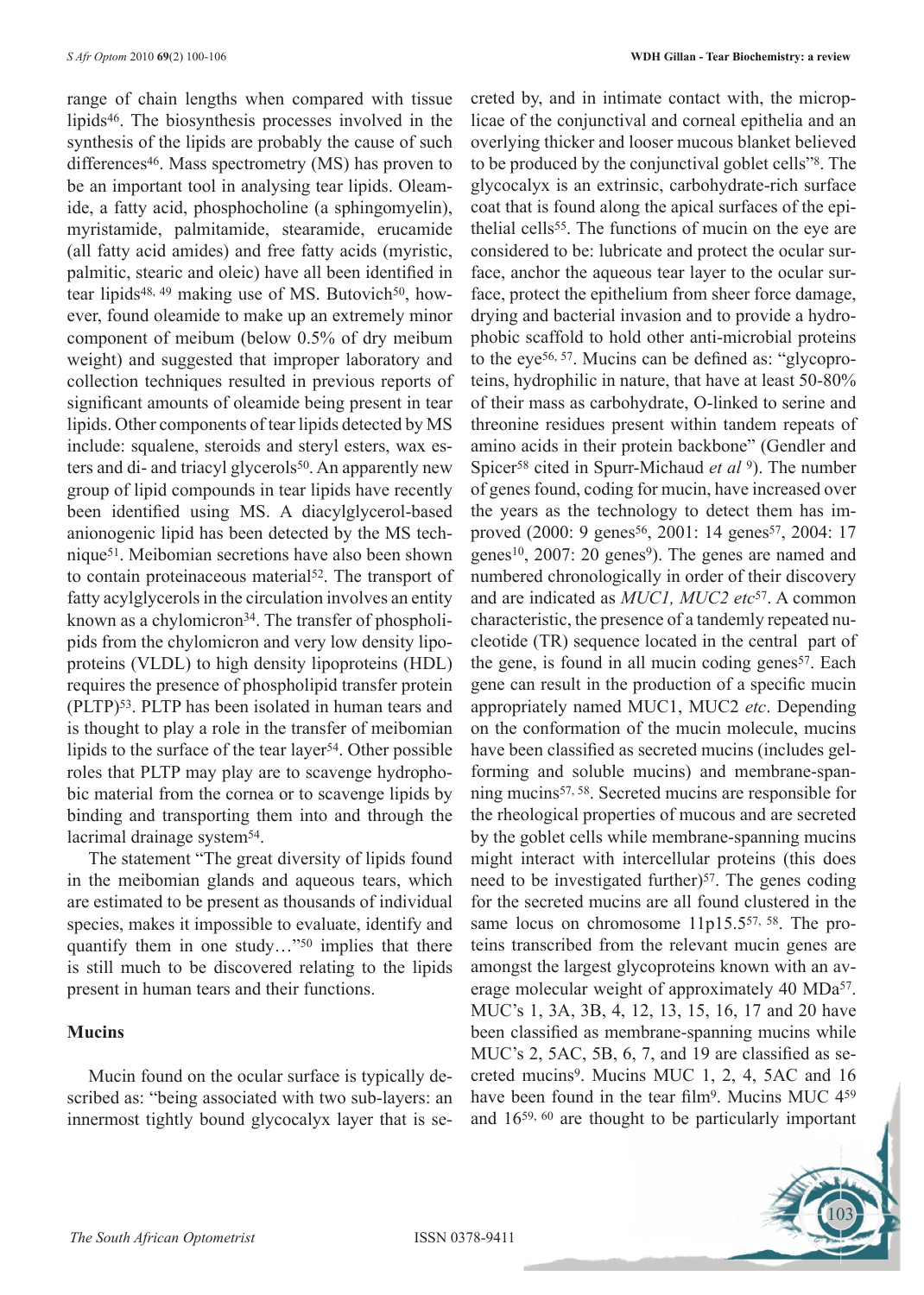range of chain lengths when compared with tissue lipids[46]. The biosynthesis processes involved in the synthesis of the lipids are probably the cause of such differences[46]. Mass spectrometry (MS) has proven to be an important tool in analysing tear lipids. Oleamide, a fatty acid, phosphocholine (a sphingomyelin), myristamide, palmitamide, stearamide, erucamide (all fatty acid amides) and free fatty acids (myristic, palmitic, stearic and oleic) have all been identified in tear lipids[48, 49] making use of MS. Butovich[50], however, found oleamide to make up an extremely minor component of meibum (below 0.5% of dry meibum weight) and suggested that improper laboratory and collection techniques resulted in previous reports of significant amounts of oleamide being present in tear lipids. Other components of tear lipids detected by MS include: squalene, steroids and steryl esters, wax esters and di- and triacyl glycerols[50]. An apparently new group of lipid compounds in tear lipids have recently been identified using MS. A diacylglycerol-based anionogenic lipid has been detected by the MS technique[51]. Meibomian secretions have also been shown to contain proteinaceous material[52]. The transport of fatty acylglycerols in the circulation involves an entity known as a chylomicron[34]. The transfer of phospholipids from the chylomicron and very low density lipoproteins (VLDL) to high density lipoproteins (HDL) requires the presence of phospholipid transfer protein (PLTP)[53]. PLTP has been isolated in human tears and is thought to play a role in the transfer of meibomian lipids to the surface of the tear layer[54]. Other possible roles that PLTP may play are to scavenge hydrophobic material from the cornea or to scavenge lipids by binding and transporting them into and through the lacrimal drainage system[54].

The statement "The great diversity of lipids found in the meibomian glands and aqueous tears, which are estimated to be present as thousands of individual species, makes it impossible to evaluate, identify and quantify them in one study…"[50] implies that there is still much to be discovered relating to the lipids present in human tears and their functions.

**Mucins**

Mucin found on the ocular surface is typically described as: "being associated with two sub-layers: an innermost tightly bound glycocalyx layer that is secreted by, and in intimate contact with, the microplicae of the conjunctival and corneal epithelia and an overlying thicker and looser mucous blanket believed to be produced by the conjunctival goblet cells"[8]. The glycocalyx is an extrinsic, carbohydrate-rich surface coat that is found along the apical surfaces of the epithelial cells[55]. The functions of mucin on the eye are considered to be: lubricate and protect the ocular surface, anchor the aqueous tear layer to the ocular surface, protect the epithelium from sheer force damage, drying and bacterial invasion and to provide a hydrophobic scaffold to hold other anti-microbial proteins to the eye[56, 57]. Mucins can be defined as: "glycoproteins, hydrophilic in nature, that have at least 50-80% of their mass as carbohydrate, O-linked to serine and threonine residues present within tandem repeats of amino acids in their protein backbone" (Gendler and Spicer[58] cited in Spurr-Michaud *et al* [9]). The number of genes found, coding for mucin, have increased over the years as the technology to detect them has improved (2000: 9 genes[56], 2001: 14 genes[57], 2004: 17 genes[10], 2007: 20 genes[9]). The genes are named and numbered chronologically in order of their discovery and are indicated as *MUC1, MUC2 etc*[57]. A common characteristic, the presence of a tandemly repeated nucleotide (TR) sequence located in the central part of the gene, is found in all mucin coding genes[57]. Each gene can result in the production of a specific mucin appropriately named MUC1, MUC2 *etc*. Depending on the conformation of the mucin molecule, mucins have been classified as secreted mucins (includes gel-forming and soluble mucins) and membrane-spanning mucins[57, 58]. Secreted mucins are responsible for the rheological properties of mucous and are secreted by the goblet cells while membrane-spanning mucins might interact with intercellular proteins (this does need to be investigated further)[57]. The genes coding for the secreted mucins are all found clustered in the same locus on chromosome 11p15.5[57, 58]. The proteins transcribed from the relevant mucin genes are amongst the largest glycoproteins known with an average molecular weight of approximately 40 MDa[57]. MUC's 1, 3A, 3B, 4, 12, 13, 15, 16, 17 and 20 have been classified as membrane-spanning mucins while MUC's 2, 5AC, 5B, 6, 7, and 19 are classified as secreted mucins[9]. Mucins MUC 1, 2, 4, 5AC and 16 have been found in the tear film[9]. Mucins MUC 4[59] and 16[59, 60] are thought to be particularly important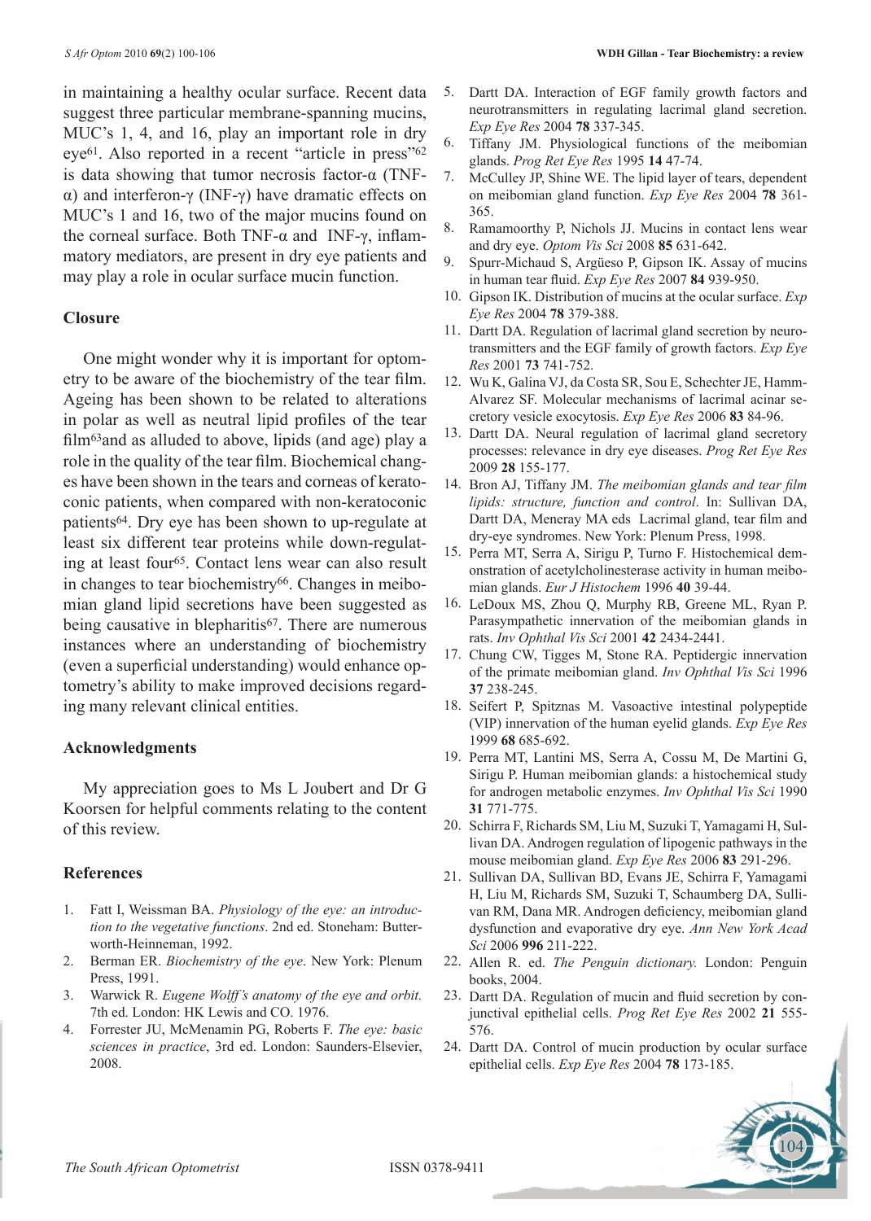in maintaining a healthy ocular surface. Recent data suggest three particular membrane-spanning mucins, MUC's 1, 4, and 16, play an important role in dry eye[61]. Also reported in a recent "article in press"[62] is data showing that tumor necrosis factor-α (TNF-α) and interferon-γ (INF-γ) have dramatic effects on MUC's 1 and 16, two of the major mucins found on the corneal surface. Both TNF-α and INF-γ, inflammatory mediators, are present in dry eye patients and may play a role in ocular surface mucin function.

## Closure

One might wonder why it is important for optometry to be aware of the biochemistry of the tear film. Ageing has been shown to be related to alterations in polar as well as neutral lipid profiles of the tear film[63]and as alluded to above, lipids (and age) play a role in the quality of the tear film. Biochemical changes have been shown in the tears and corneas of keratoconic patients, when compared with non-keratoconic patients[64]. Dry eye has been shown to up-regulate at least six different tear proteins while down-regulating at least four[65]. Contact lens wear can also result in changes to tear biochemistry[66]. Changes in meibomian gland lipid secretions have been suggested as being causative in blepharitis[67]. There are numerous instances where an understanding of biochemistry (even a superficial understanding) would enhance optometry's ability to make improved decisions regarding many relevant clinical entities.

## Acknowledgments

My appreciation goes to Ms L Joubert and Dr G Koorsen for helpful comments relating to the content of this review.

## References

1. Fatt I, Weissman BA. *Physiology of the eye: an introduction to the vegetative functions*. 2nd ed. Stoneham: Butterworth-Heinneman, 1992.
2. Berman ER. *Biochemistry of the eye*. New York: Plenum Press, 1991.
3. Warwick R. *Eugene Wolff's anatomy of the eye and orbit.* 7th ed. London: HK Lewis and CO. 1976.
4. Forrester JU, McMenamin PG, Roberts F. *The eye: basic sciences in practice*, 3rd ed. London: Saunders-Elsevier, 2008.
5. Dartt DA. Interaction of EGF family growth factors and neurotransmitters in regulating lacrimal gland secretion. *Exp Eye Res* 2004 **78** 337-345.
6. Tiffany JM. Physiological functions of the meibomian glands. *Prog Ret Eye Res* 1995 **14** 47-74.
7. McCulley JP, Shine WE. The lipid layer of tears, dependent on meibomian gland function. *Exp Eye Res* 2004 **78** 361-365.
8. Ramamoorthy P, Nichols JJ. Mucins in contact lens wear and dry eye. *Optom Vis Sci* 2008 **85** 631-642.
9. Spurr-Michaud S, Argüeso P, Gipson IK. Assay of mucins in human tear fluid. *Exp Eye Res* 2007 **84** 939-950.
10. Gipson IK. Distribution of mucins at the ocular surface. *Exp Eye Res* 2004 **78** 379-388.
11. Dartt DA. Regulation of lacrimal gland secretion by neurotransmitters and the EGF family of growth factors. *Exp Eye Res* 2001 **73** 741-752.
12. Wu K, Galina VJ, da Costa SR, Sou E, Schechter JE, Hamm-Alvarez SF. Molecular mechanisms of lacrimal acinar secretory vesicle exocytosis. *Exp Eye Res* 2006 **83** 84-96.
13. Dartt DA. Neural regulation of lacrimal gland secretory processes: relevance in dry eye diseases. *Prog Ret Eye Res* 2009 **28** 155-177.
14. Bron AJ, Tiffany JM. *The meibomian glands and tear film lipids: structure, function and control*. In: Sullivan DA, Dartt DA, Meneray MA eds Lacrimal gland, tear film and dry-eye syndromes. New York: Plenum Press, 1998.
15. Perra MT, Serra A, Sirigu P, Turno F. Histochemical demonstration of acetylcholinesterase activity in human meibomian glands. *Eur J Histochem* 1996 **40** 39-44.
16. LeDoux MS, Zhou Q, Murphy RB, Greene ML, Ryan P. Parasympathetic innervation of the meibomian glands in rats. *Inv Ophthal Vis Sci* 2001 **42** 2434-2441.
17. Chung CW, Tigges M, Stone RA. Peptidergic innervation of the primate meibomian gland. *Inv Ophthal Vis Sci* 1996 **37** 238-245.
18. Seifert P, Spitznas M. Vasoactive intestinal polypeptide (VIP) innervation of the human eyelid glands. *Exp Eye Res* 1999 **68** 685-692.
19. Perra MT, Lantini MS, Serra A, Cossu M, De Martini G, Sirigu P. Human meibomian glands: a histochemical study for androgen metabolic enzymes. *Inv Ophthal Vis Sci* 1990 **31** 771-775.
20. Schirra F, Richards SM, Liu M, Suzuki T, Yamagami H, Sullivan DA. Androgen regulation of lipogenic pathways in the mouse meibomian gland. *Exp Eye Res* 2006 **83** 291-296.
21. Sullivan DA, Sullivan BD, Evans JE, Schirra F, Yamagami H, Liu M, Richards SM, Suzuki T, Schaumberg DA, Sullivan RM, Dana MR. Androgen deficiency, meibomian gland dysfunction and evaporative dry eye. *Ann New York Acad Sci* 2006 **996** 211-222.
22. Allen R. ed. *The Penguin dictionary.* London: Penguin books, 2004.
23. Dartt DA. Regulation of mucin and fluid secretion by conjunctival epithelial cells. *Prog Ret Eye Res* 2002 **21** 555-576.
24. Dartt DA. Control of mucin production by ocular surface epithelial cells. *Exp Eye Res* 2004 **78** 173-185.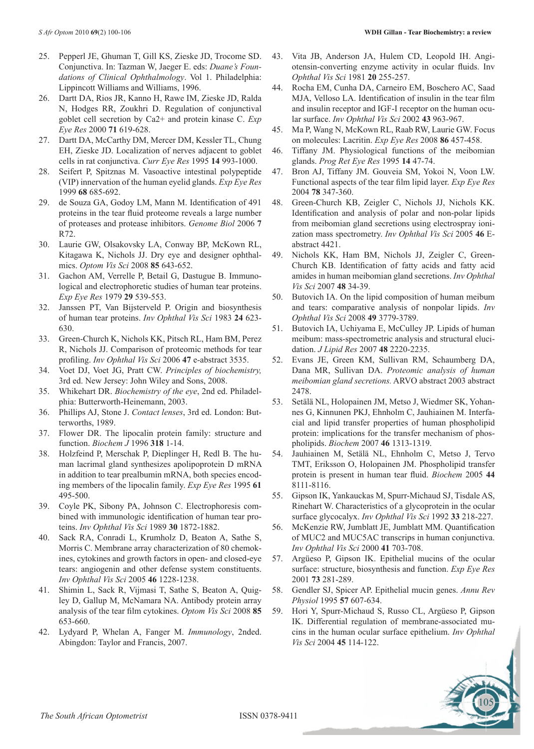25. Pepperl JE, Ghuman T, Gill KS, Zieske JD, Trocome SD. Conjunctiva. In: Tazman W, Jaeger E. eds: *Duane's Foundations of Clinical Ophthalmology*. Vol 1. Philadelphia: Lippincott Williams and Williams, 1996.
26. Dartt DA, Rios JR, Kanno H, Rawe IM, Zieske JD, Ralda N, Hodges RR, Zoukhri D. Regulation of conjunctival goblet cell secretion by Ca2+ and protein kinase C. *Exp Eye Res* 2000 **71** 619-628.
27. Dartt DA, McCarthy DM, Mercer DM, Kessler TL, Chung EH, Zieske JD. Localization of nerves adjacent to goblet cells in rat conjunctiva. *Curr Eye Res* 1995 **14** 993-1000.
28. Seifert P, Spitznas M. Vasoactive intestinal polypeptide (VIP) innervation of the human eyelid glands. *Exp Eye Res* 1999 **68** 685-692.
29. de Souza GA, Godoy LM, Mann M. Identification of 491 proteins in the tear fluid proteome reveals a large number of proteases and protease inhibitors. *Genome Biol* 2006 **7** R72.
30. Laurie GW, Olsakovsky LA, Conway BP, McKown RL, Kitagawa K, Nichols JJ. Dry eye and designer ophthalmics. *Optom Vis Sci* 2008 **85** 643-652.
31. Gachon AM, Verrelle P, Betail G, Dastugue B. Immunological and electrophoretic studies of human tear proteins. *Exp Eye Res* 1979 **29** 539-553.
32. Janssen PT, Van Bijsterveld P. Origin and biosynthesis of human tear proteins. *Inv Ophthal Vis Sci* 1983 **24** 623-630.
33. Green-Church K, Nichols KK, Pitsch RL, Ham BM, Perez R, Nichols JJ. Comparison of proteomic methods for tear profiling. *Inv Ophthal Vis Sci* 2006 **47** e-abstract 3535.
34. Voet DJ, Voet JG, Pratt CW. *Principles of biochemistry*, 3rd ed. New Jersey: John Wiley and Sons, 2008.
35. Whikehart DR. *Biochemistry of the eye*, 2nd ed. Philadelphia: Butterworth-Heinemann, 2003.
36. Phillips AJ, Stone J. *Contact lenses*, 3rd ed. London: Butterworths, 1989.
37. Flower DR. The lipocalin protein family: structure and function. *Biochem J* 1996 **318** 1-14.
38. Holzfeind P, Merschak P, Dieplinger H, Redl B. The human lacrimal gland synthesizes apolipoprotein D mRNA in addition to tear prealbumin mRNA, both species encoding members of the lipocalin family. *Exp Eye Res* 1995 **61** 495-500.
39. Coyle PK, Sibony PA, Johnson C. Electrophoresis combined with immunologic identification of human tear proteins. *Inv Ophthal Vis Sci* 1989 **30** 1872-1882.
40. Sack RA, Conradi L, Krumholz D, Beaton A, Sathe S, Morris C. Membrane array characterization of 80 chemokines, cytokines and growth factors in open- and closed-eye tears: angiogenin and other defense system constituents. *Inv Ophthal Vis Sci* 2005 **46** 1228-1238.
41. Shimin L, Sack R, Vijmasi T, Sathe S, Beaton A, Quigley D, Gallup M, McNamara NA. Antibody protein array analysis of the tear film cytokines. *Optom Vis Sci* 2008 **85** 653-660.
42. Lydyard P, Whelan A, Fanger M. *Immunology*, 2nded. Abingdon: Taylor and Francis, 2007.
43. Vita JB, Anderson JA, Hulem CD, Leopold IH. Angiotensin-converting enzyme activity in ocular fluids. Inv *Ophthal Vis Sci* 1981 **20** 255-257.
44. Rocha EM, Cunha DA, Carneiro EM, Boschero AC, Saad MJA, Velloso LA. Identification of insulin in the tear film and insulin receptor and IGF-I receptor on the human ocular surface. *Inv Ophthal Vis Sci* 2002 **43** 963-967.
45. Ma P, Wang N, McKown RL, Raab RW, Laurie GW. Focus on molecules: Lacritin. *Exp Eye Res* 2008 **86** 457-458.
46. Tiffany JM. Physiological functions of the meibomian glands. *Prog Ret Eye Res* 1995 **14** 47-74.
47. Bron AJ, Tiffany JM. Gouveia SM, Yokoi N, Voon LW. Functional aspects of the tear film lipid layer. *Exp Eye Res* 2004 **78** 347-360.
48. Green-Church KB, Zeigler C, Nichols JJ, Nichols KK. Identification and analysis of polar and non-polar lipids from meibomian gland secretions using electrospray ionization mass spectrometry. *Inv Ophthal Vis Sci* 2005 **46** E-abstract 4421.
49. Nichols KK, Ham BM, Nichols JJ, Zeigler C, Green-Church KB. Identification of fatty acids and fatty acid amides in human meibomian gland secretions. *Inv Ophthal Vis Sci* 2007 **48** 34-39.
50. Butovich IA. On the lipid composition of human meibum and tears: comparative analysis of nonpolar lipids. *Inv Ophthal Vis Sci* 2008 **49** 3779-3789.
51. Butovich IA, Uchiyama E, McCulley JP. Lipids of human meibum: mass-spectrometric analysis and structural elucidation. *J Lipid Res* 2007 **48** 2220-2235.
52. Evans JE, Green KM, Sullivan RM, Schaumberg DA, Dana MR, Sullivan DA. *Proteomic analysis of human meibomian gland secretions.* ARVO abstract 2003 abstract 2478.
53. Setälä NL, Holopainen JM, Metso J, Wiedmer SK, Yohannes G, Kinnunen PKJ, Ehnholm C, Jauhiainen M. Interfacial and lipid transfer properties of human phospholipid protein: implications for the transfer mechanism of phospholipids. *Biochem* 2007 **46** 1313-1319.
54. Jauhiainen M, Setälä NL, Ehnholm C, Metso J, Tervo TMT, Eriksson O, Holopainen JM. Phospholipid transfer protein is present in human tear fluid. *Biochem* 2005 **44** 8111-8116.
55. Gipson IK, Yankauckas M, Spurr-Michaud SJ, Tisdale AS, Rinehart W. Characteristics of a glycoprotein in the ocular surface glycocalyx. *Inv Ophthal Vis Sci* 1992 **33** 218-227.
56. McKenzie RW, Jumblatt JE, Jumblatt MM. Quantification of MUC2 and MUC5AC transcrips in human conjunctiva. *Inv Ophthal Vis Sci* 2000 **41** 703-708.
57. Argüeso P, Gipson IK. Epithelial mucins of the ocular surface: structure, biosynthesis and function. *Exp Eye Res* 2001 **73** 281-289.
58. Gendler SJ, Spicer AP. Epithelial mucin genes. *Annu Rev Physiol* 1995 **57** 607-634.
59. Hori Y, Spurr-Michaud S, Russo CL, Argüeso P, Gipson IK. Differential regulation of membrane-associated mucins in the human ocular surface epithelium. *Inv Ophthal Vis Sci* 2004 **45** 114-122.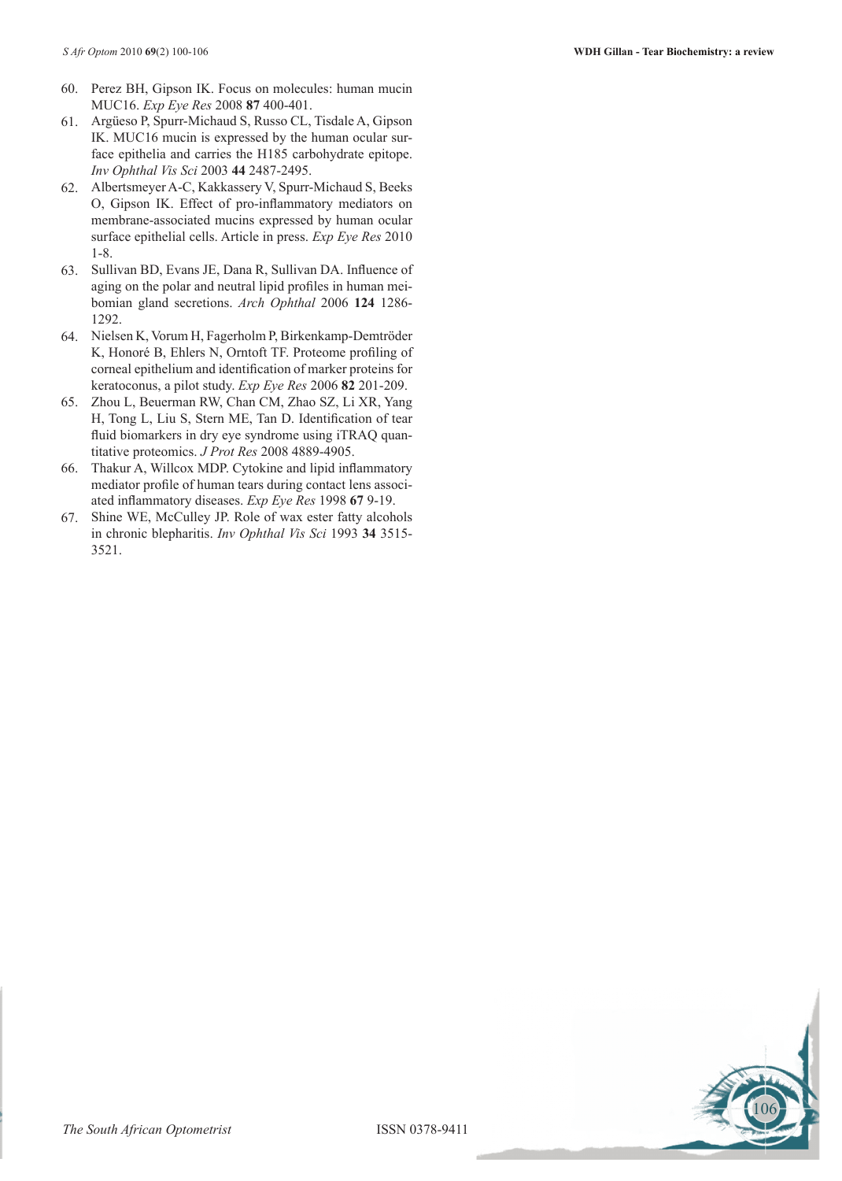60. Perez BH, Gipson IK. Focus on molecules: human mucin MUC16. *Exp Eye Res* 2008 **87** 400-401.
61. Argüeso P, Spurr-Michaud S, Russo CL, Tisdale A, Gipson IK. MUC16 mucin is expressed by the human ocular surface epithelia and carries the H185 carbohydrate epitope. *Inv Ophthal Vis Sci* 2003 **44** 2487-2495.
62. Albertsmeyer A-C, Kakkassery V, Spurr-Michaud S, Beeks O, Gipson IK. Effect of pro-inflammatory mediators on membrane-associated mucins expressed by human ocular surface epithelial cells. Article in press. *Exp Eye Res* 2010 1-8.
63. Sullivan BD, Evans JE, Dana R, Sullivan DA. Influence of aging on the polar and neutral lipid profiles in human meibomian gland secretions. *Arch Ophthal* 2006 **124** 1286-1292.
64. Nielsen K, Vorum H, Fagerholm P, Birkenkamp-Demtröder K, Honoré B, Ehlers N, Orntoft TF. Proteome profiling of corneal epithelium and identification of marker proteins for keratoconus, a pilot study. *Exp Eye Res* 2006 **82** 201-209.
65. Zhou L, Beuerman RW, Chan CM, Zhao SZ, Li XR, Yang H, Tong L, Liu S, Stern ME, Tan D. Identification of tear fluid biomarkers in dry eye syndrome using iTRAQ quantitative proteomics. *J Prot Res* 2008 4889-4905.
66. Thakur A, Willcox MDP. Cytokine and lipid inflammatory mediator profile of human tears during contact lens associated inflammatory diseases. *Exp Eye Res* 1998 **67** 9-19.
67. Shine WE, McCulley JP. Role of wax ester fatty alcohols in chronic blepharitis. *Inv Ophthal Vis Sci* 1993 **34** 3515-3521.